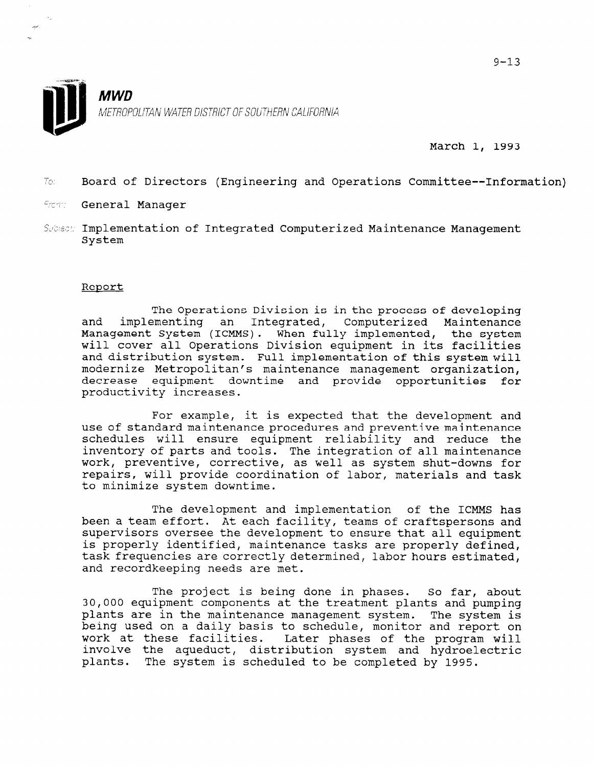9-13

**MWD**
*METROPOLITAN WATER DISTRICT OF SOUTHERN CALIFORNIA*

March 1, 1993

To: Board of Directors (Engineering and Operations Committee--Information)

From: General Manager

Subject: Implementation of Integrated Computerized Maintenance Management System

## Report

The Operations Division is in the process of developing and implementing an Integrated, Computerized Maintenance Management System (ICMMS). When fully implemented, the system will cover all Operations Division equipment in its facilities and distribution system. Full implementation of this system will modernize Metropolitan's maintenance management organization, decrease equipment downtime and provide opportunities for productivity increases.

For example, it is expected that the development and use of standard maintenance procedures and preventive maintenance schedules will ensure equipment reliability and reduce the inventory of parts and tools. The integration of all maintenance work, preventive, corrective, as well as system shut-downs for repairs, will provide coordination of labor, materials and task to minimize system downtime.

The development and implementation of the ICMMS has been a team effort. At each facility, teams of craftspersons and supervisors oversee the development to ensure that all equipment is properly identified, maintenance tasks are properly defined, task frequencies are correctly determined, labor hours estimated, and recordkeeping needs are met.

The project is being done in phases. So far, about 30,000 equipment components at the treatment plants and pumping plants are in the maintenance management system. The system is being used on a daily basis to schedule, monitor and report on work at these facilities. Later phases of the program will involve the aqueduct, distribution system and hydroelectric plants. The system is scheduled to be completed by 1995.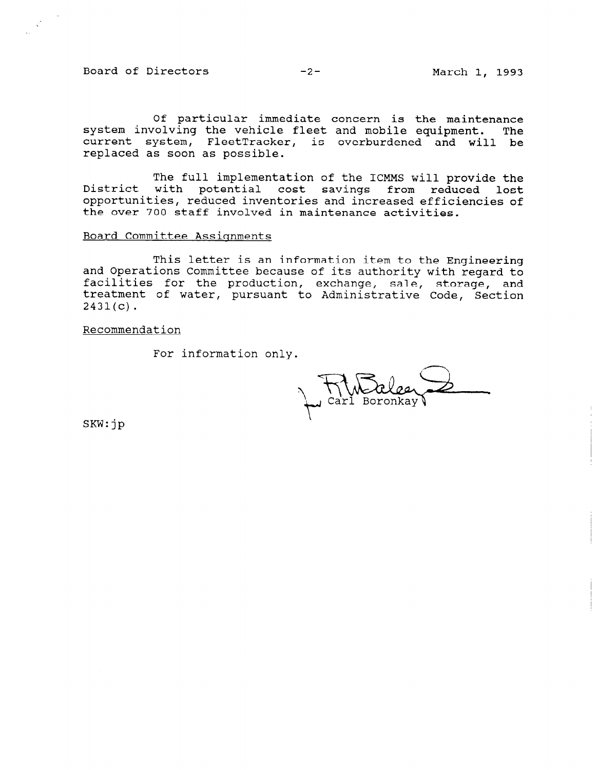Of particular immediate concern is the maintenance system involving the vehicle fleet and mobile equipment. The current system, FleetTracker, is overburdened and will be replaced as soon as possible.

The full implementation of the ICMMS will provide the District with potential cost savings from reduced lost opportunities, reduced inventories and increased efficiencies of the over 700 staff involved in maintenance activities.

Board Committee Assignments

This letter is an information item to the Engineering and Operations Committee because of its authority with regard to facilities for the production, exchange, sale, storage, and treatment of water, pursuant to Administrative Code, Section 2431(c).

Recommendation

For information only.

Carl Boronkay

SKW:jp